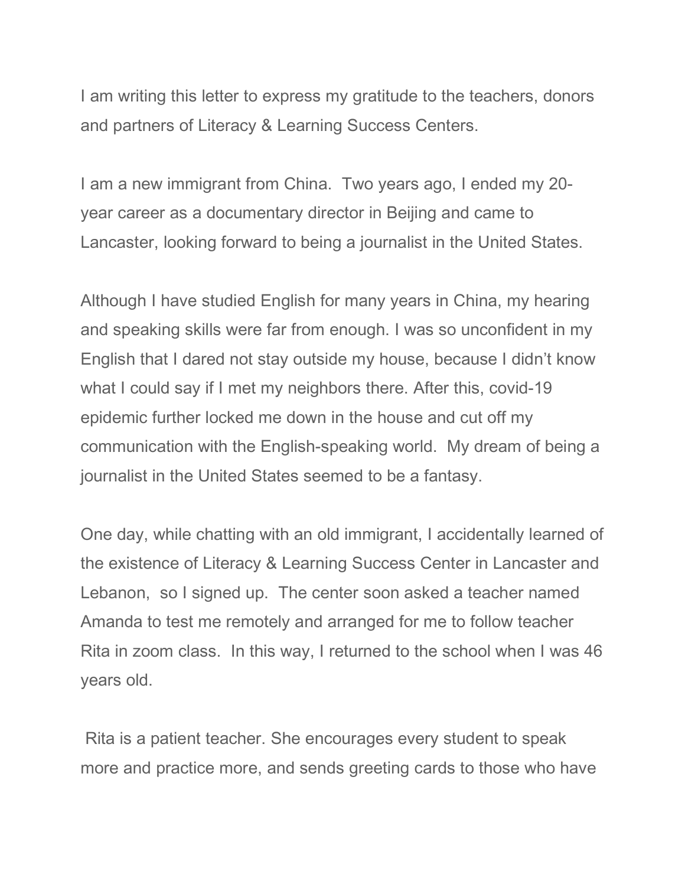I am writing this letter to express my gratitude to the teachers, donors and partners of Literacy & Learning Success Centers.

I am a new immigrant from China. Two years ago, I ended my 20-year career as a documentary director in Beijing and came to Lancaster, looking forward to being a journalist in the United States.

Although I have studied English for many years in China, my hearing and speaking skills were far from enough. I was so unconfident in my English that I dared not stay outside my house, because I didn't know what I could say if I met my neighbors there. After this, covid-19 epidemic further locked me down in the house and cut off my communication with the English-speaking world. My dream of being a journalist in the United States seemed to be a fantasy.

One day, while chatting with an old immigrant, I accidentally learned of the existence of Literacy & Learning Success Center in Lancaster and Lebanon, so I signed up. The center soon asked a teacher named Amanda to test me remotely and arranged for me to follow teacher Rita in zoom class. In this way, I returned to the school when I was 46 years old.

Rita is a patient teacher. She encourages every student to speak more and practice more, and sends greeting cards to those who have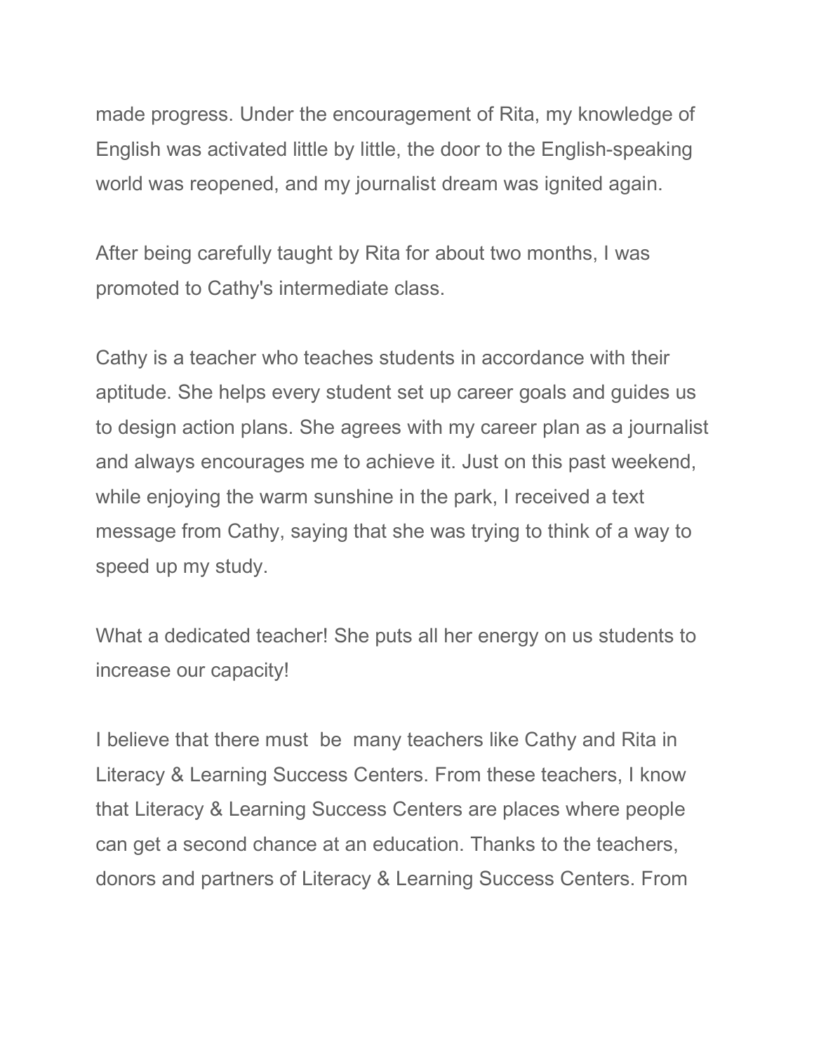made progress. Under the encouragement of Rita, my knowledge of English was activated little by little, the door to the English-speaking world was reopened, and my journalist dream was ignited again.

After being carefully taught by Rita for about two months, I was promoted to Cathy's intermediate class.

Cathy is a teacher who teaches students in accordance with their aptitude. She helps every student set up career goals and guides us to design action plans. She agrees with my career plan as a journalist and always encourages me to achieve it. Just on this past weekend, while enjoying the warm sunshine in the park, I received a text message from Cathy, saying that she was trying to think of a way to speed up my study.

What a dedicated teacher! She puts all her energy on us students to increase our capacity!

I believe that there must be many teachers like Cathy and Rita in Literacy & Learning Success Centers. From these teachers, I know that Literacy & Learning Success Centers are places where people can get a second chance at an education. Thanks to the teachers, donors and partners of Literacy & Learning Success Centers. From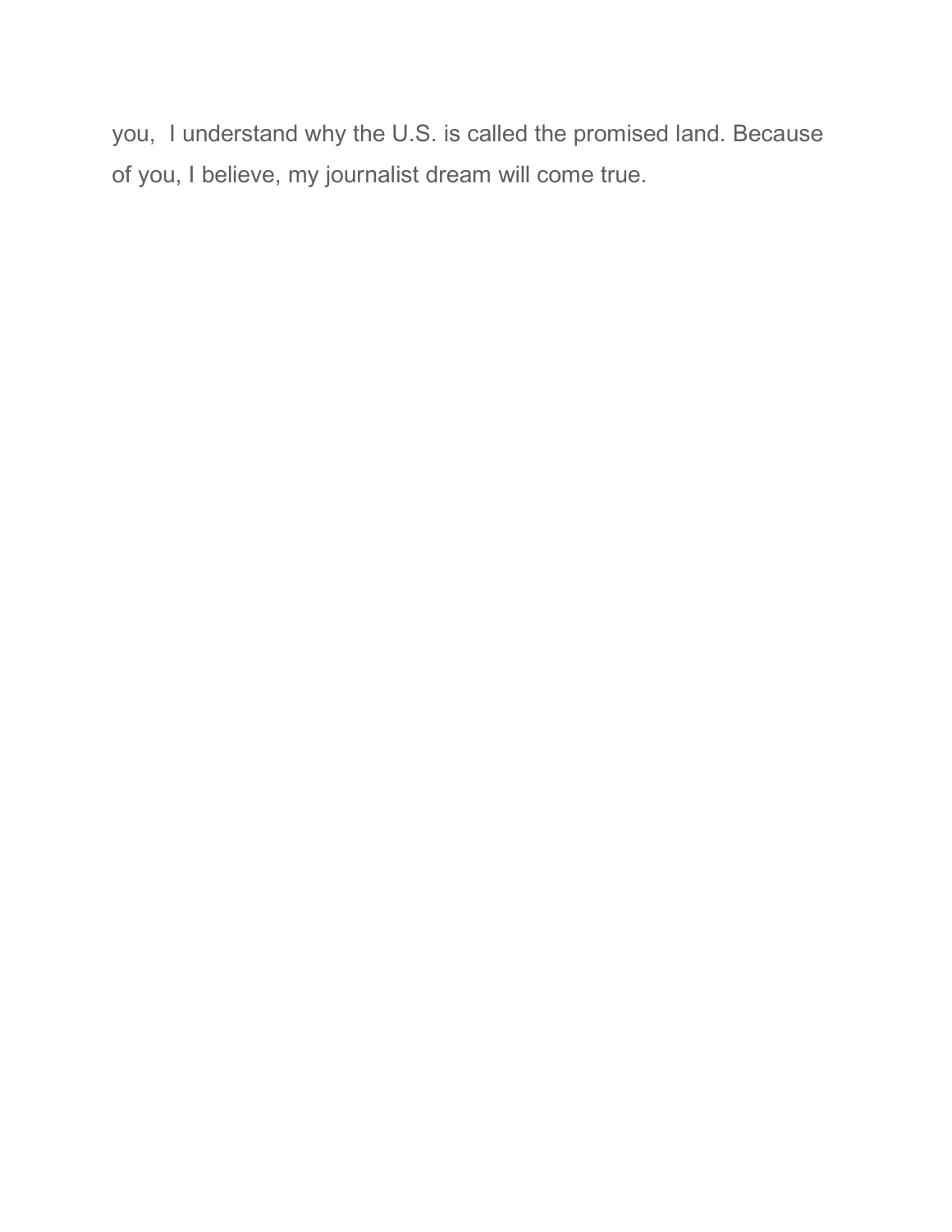you, I understand why the U.S. is called the promised land. Because of you, I believe, my journalist dream will come true.